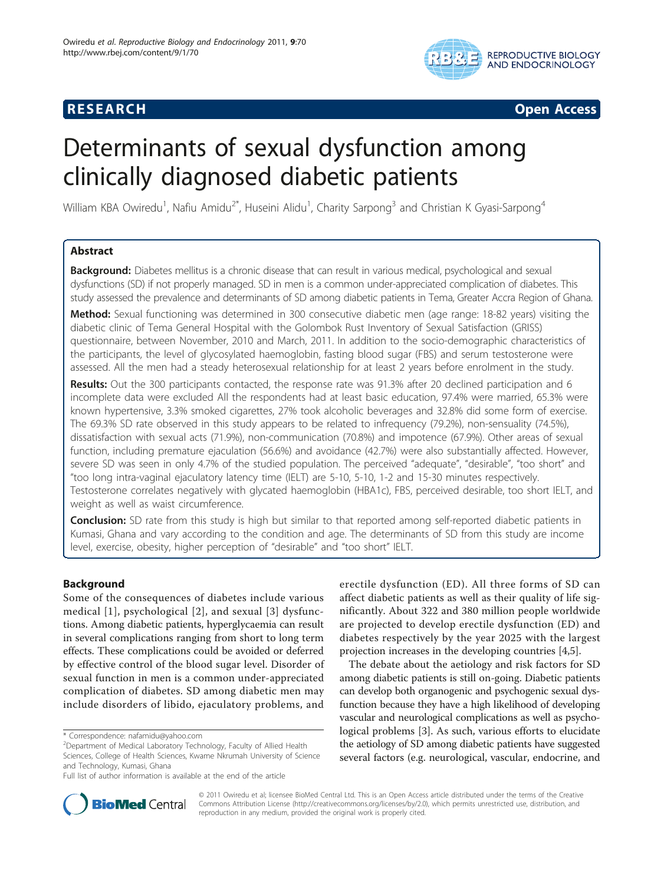**RESEARCH** **Open Access**

# Determinants of sexual dysfunction among clinically diagnosed diabetic patients

William KBA Owiredu[1], Nafiu Amidu[2*], Huseini Alidu[1], Charity Sarpong[3] and Christian K Gyasi-Sarpong[4]

## Abstract

**Background:** Diabetes mellitus is a chronic disease that can result in various medical, psychological and sexual dysfunctions (SD) if not properly managed. SD in men is a common under-appreciated complication of diabetes. This study assessed the prevalence and determinants of SD among diabetic patients in Tema, Greater Accra Region of Ghana.

**Method:** Sexual functioning was determined in 300 consecutive diabetic men (age range: 18-82 years) visiting the diabetic clinic of Tema General Hospital with the Golombok Rust Inventory of Sexual Satisfaction (GRISS) questionnaire, between November, 2010 and March, 2011. In addition to the socio-demographic characteristics of the participants, the level of glycosylated haemoglobin, fasting blood sugar (FBS) and serum testosterone were assessed. All the men had a steady heterosexual relationship for at least 2 years before enrolment in the study.

**Results:** Out the 300 participants contacted, the response rate was 91.3% after 20 declined participation and 6 incomplete data were excluded All the respondents had at least basic education, 97.4% were married, 65.3% were known hypertensive, 3.3% smoked cigarettes, 27% took alcoholic beverages and 32.8% did some form of exercise. The 69.3% SD rate observed in this study appears to be related to infrequency (79.2%), non-sensuality (74.5%), dissatisfaction with sexual acts (71.9%), non-communication (70.8%) and impotence (67.9%). Other areas of sexual function, including premature ejaculation (56.6%) and avoidance (42.7%) were also substantially affected. However, severe SD was seen in only 4.7% of the studied population. The perceived "adequate", "desirable", "too short" and "too long intra-vaginal ejaculatory latency time (IELT) are 5-10, 5-10, 1-2 and 15-30 minutes respectively. Testosterone correlates negatively with glycated haemoglobin (HBA1c), FBS, perceived desirable, too short IELT, and weight as well as waist circumference.

**Conclusion:** SD rate from this study is high but similar to that reported among self-reported diabetic patients in Kumasi, Ghana and vary according to the condition and age. The determinants of SD from this study are income level, exercise, obesity, higher perception of "desirable" and "too short" IELT.

## Background

Some of the consequences of diabetes include various medical [1], psychological [2], and sexual [3] dysfunctions. Among diabetic patients, hyperglycaemia can result in several complications ranging from short to long term effects. These complications could be avoided or deferred by effective control of the blood sugar level. Disorder of sexual function in men is a common under-appreciated complication of diabetes. SD among diabetic men may include disorders of libido, ejaculatory problems, and erectile dysfunction (ED). All three forms of SD can affect diabetic patients as well as their quality of life significantly. About 322 and 380 million people worldwide are projected to develop erectile dysfunction (ED) and diabetes respectively by the year 2025 with the largest projection increases in the developing countries [4,5].

The debate about the aetiology and risk factors for SD among diabetic patients is still on-going. Diabetic patients can develop both organogenic and psychogenic sexual dysfunction because they have a high likelihood of developing vascular and neurological complications as well as psychological problems [3]. As such, various efforts to elucidate the aetiology of SD among diabetic patients have suggested several factors (e.g. neurological, vascular, endocrine, and

* Correspondence: nafamidu@yahoo.com
[2]Department of Medical Laboratory Technology, Faculty of Allied Health Sciences, College of Health Sciences, Kwame Nkrumah University of Science and Technology, Kumasi, Ghana
Full list of author information is available at the end of the article

© 2011 Owiredu et al; licensee BioMed Central Ltd. This is an Open Access article distributed under the terms of the Creative Commons Attribution License (http://creativecommons.org/licenses/by/2.0), which permits unrestricted use, distribution, and reproduction in any medium, provided the original work is properly cited.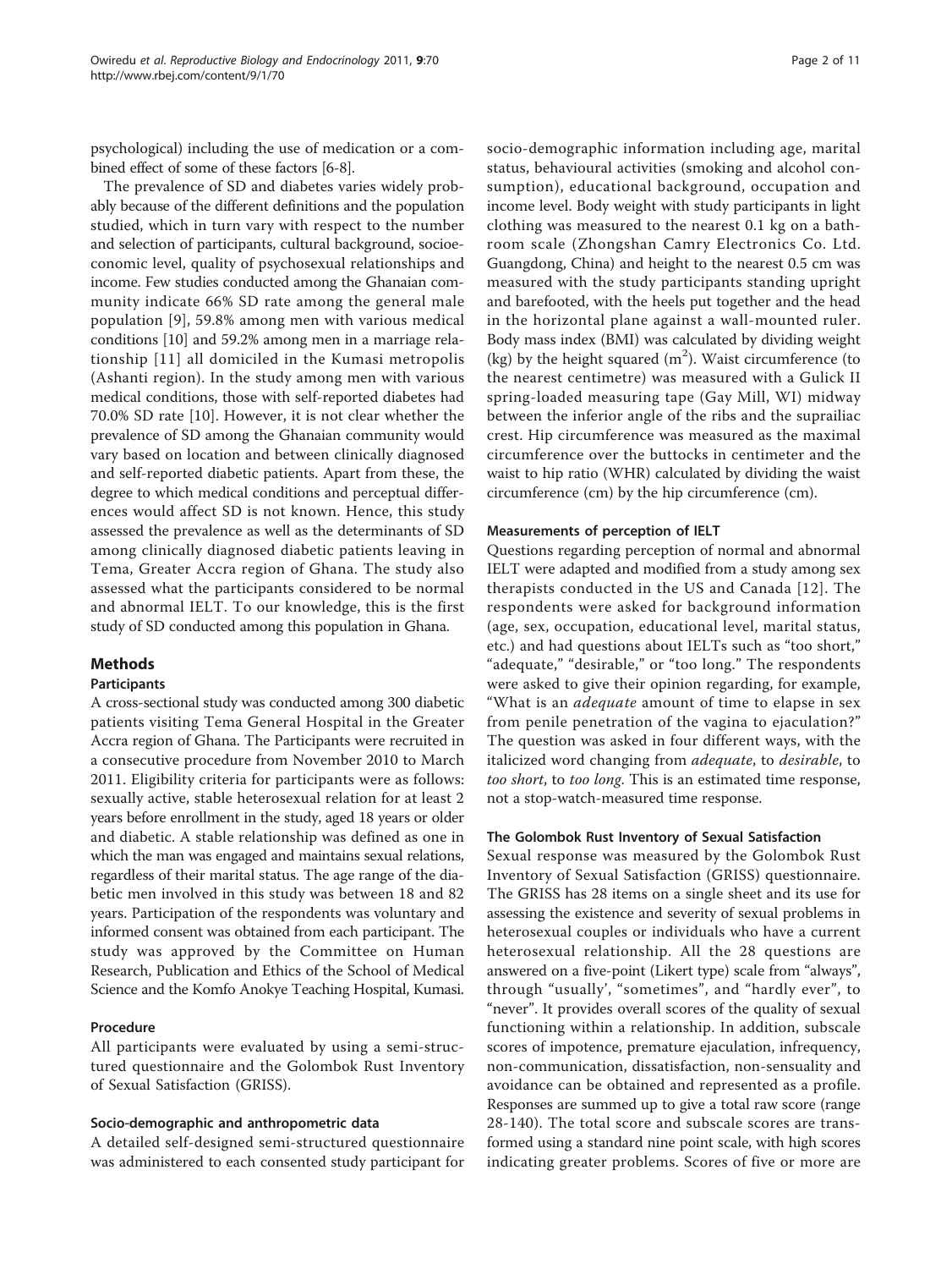psychological) including the use of medication or a combined effect of some of these factors [6-8].

The prevalence of SD and diabetes varies widely probably because of the different definitions and the population studied, which in turn vary with respect to the number and selection of participants, cultural background, socioeconomic level, quality of psychosexual relationships and income. Few studies conducted among the Ghanaian community indicate 66% SD rate among the general male population [9], 59.8% among men with various medical conditions [10] and 59.2% among men in a marriage relationship [11] all domiciled in the Kumasi metropolis (Ashanti region). In the study among men with various medical conditions, those with self-reported diabetes had 70.0% SD rate [10]. However, it is not clear whether the prevalence of SD among the Ghanaian community would vary based on location and between clinically diagnosed and self-reported diabetic patients. Apart from these, the degree to which medical conditions and perceptual differences would affect SD is not known. Hence, this study assessed the prevalence as well as the determinants of SD among clinically diagnosed diabetic patients leaving in Tema, Greater Accra region of Ghana. The study also assessed what the participants considered to be normal and abnormal IELT. To our knowledge, this is the first study of SD conducted among this population in Ghana.

## Methods

### Participants

A cross-sectional study was conducted among 300 diabetic patients visiting Tema General Hospital in the Greater Accra region of Ghana. The Participants were recruited in a consecutive procedure from November 2010 to March 2011. Eligibility criteria for participants were as follows: sexually active, stable heterosexual relation for at least 2 years before enrollment in the study, aged 18 years or older and diabetic. A stable relationship was defined as one in which the man was engaged and maintains sexual relations, regardless of their marital status. The age range of the diabetic men involved in this study was between 18 and 82 years. Participation of the respondents was voluntary and informed consent was obtained from each participant. The study was approved by the Committee on Human Research, Publication and Ethics of the School of Medical Science and the Komfo Anokye Teaching Hospital, Kumasi.

### Procedure

All participants were evaluated by using a semi-structured questionnaire and the Golombok Rust Inventory of Sexual Satisfaction (GRISS).

### Socio-demographic and anthropometric data

A detailed self-designed semi-structured questionnaire was administered to each consented study participant for socio-demographic information including age, marital status, behavioural activities (smoking and alcohol consumption), educational background, occupation and income level. Body weight with study participants in light clothing was measured to the nearest 0.1 kg on a bathroom scale (Zhongshan Camry Electronics Co. Ltd. Guangdong, China) and height to the nearest 0.5 cm was measured with the study participants standing upright and barefooted, with the heels put together and the head in the horizontal plane against a wall-mounted ruler. Body mass index (BMI) was calculated by dividing weight (kg) by the height squared ($m^2$). Waist circumference (to the nearest centimetre) was measured with a Gulick II spring-loaded measuring tape (Gay Mill, WI) midway between the inferior angle of the ribs and the suprailiac crest. Hip circumference was measured as the maximal circumference over the buttocks in centimeter and the waist to hip ratio (WHR) calculated by dividing the waist circumference (cm) by the hip circumference (cm).

### Measurements of perception of IELT

Questions regarding perception of normal and abnormal IELT were adapted and modified from a study among sex therapists conducted in the US and Canada [12]. The respondents were asked for background information (age, sex, occupation, educational level, marital status, etc.) and had questions about IELTs such as "too short," "adequate," "desirable," or "too long." The respondents were asked to give their opinion regarding, for example, "What is an *adequate* amount of time to elapse in sex from penile penetration of the vagina to ejaculation?" The question was asked in four different ways, with the italicized word changing from *adequate*, to *desirable*, to *too short*, to *too long*. This is an estimated time response, not a stop-watch-measured time response.

### The Golombok Rust Inventory of Sexual Satisfaction

Sexual response was measured by the Golombok Rust Inventory of Sexual Satisfaction (GRISS) questionnaire. The GRISS has 28 items on a single sheet and its use for assessing the existence and severity of sexual problems in heterosexual couples or individuals who have a current heterosexual relationship. All the 28 questions are answered on a five-point (Likert type) scale from "always", through "usually', "sometimes", and "hardly ever", to "never". It provides overall scores of the quality of sexual functioning within a relationship. In addition, subscale scores of impotence, premature ejaculation, infrequency, non-communication, dissatisfaction, non-sensuality and avoidance can be obtained and represented as a profile. Responses are summed up to give a total raw score (range 28-140). The total score and subscale scores are transformed using a standard nine point scale, with high scores indicating greater problems. Scores of five or more are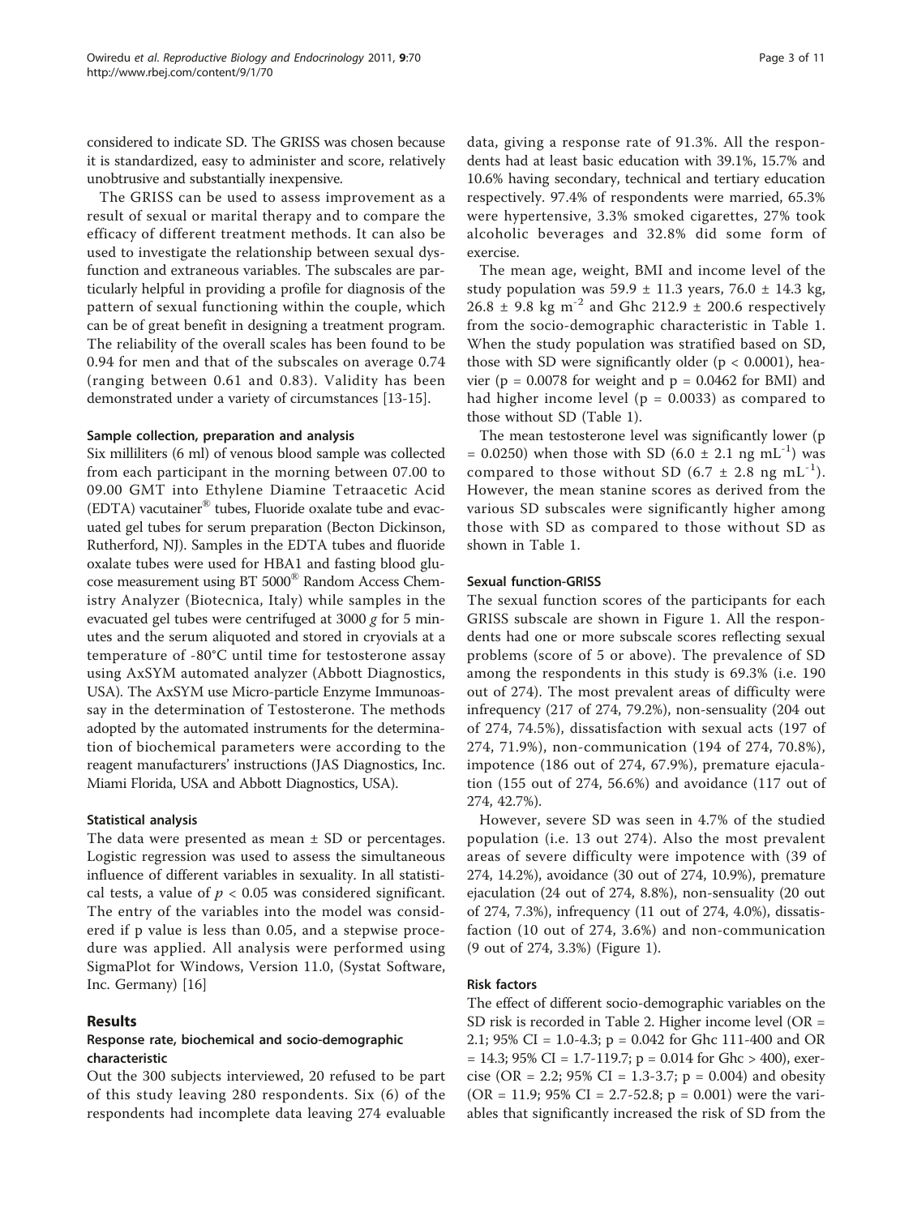considered to indicate SD. The GRISS was chosen because it is standardized, easy to administer and score, relatively unobtrusive and substantially inexpensive.

The GRISS can be used to assess improvement as a result of sexual or marital therapy and to compare the efficacy of different treatment methods. It can also be used to investigate the relationship between sexual dysfunction and extraneous variables. The subscales are particularly helpful in providing a profile for diagnosis of the pattern of sexual functioning within the couple, which can be of great benefit in designing a treatment program. The reliability of the overall scales has been found to be 0.94 for men and that of the subscales on average 0.74 (ranging between 0.61 and 0.83). Validity has been demonstrated under a variety of circumstances [13-15].

#### Sample collection, preparation and analysis

Six milliliters (6 ml) of venous blood sample was collected from each participant in the morning between 07.00 to 09.00 GMT into Ethylene Diamine Tetraacetic Acid (EDTA) vacutainer® tubes, Fluoride oxalate tube and evacuated gel tubes for serum preparation (Becton Dickinson, Rutherford, NJ). Samples in the EDTA tubes and fluoride oxalate tubes were used for HBA1 and fasting blood glucose measurement using BT 5000® Random Access Chemistry Analyzer (Biotecnica, Italy) while samples in the evacuated gel tubes were centrifuged at 3000 *g* for 5 minutes and the serum aliquoted and stored in cryovials at a temperature of -80°C until time for testosterone assay using AxSYM automated analyzer (Abbott Diagnostics, USA). The AxSYM use Micro-particle Enzyme Immunoassay in the determination of Testosterone. The methods adopted by the automated instruments for the determination of biochemical parameters were according to the reagent manufacturers' instructions (JAS Diagnostics, Inc. Miami Florida, USA and Abbott Diagnostics, USA).

#### Statistical analysis

The data were presented as mean ± SD or percentages. Logistic regression was used to assess the simultaneous influence of different variables in sexuality. In all statistical tests, a value of $p < 0.05$ was considered significant. The entry of the variables into the model was considered if p value is less than 0.05, and a stepwise procedure was applied. All analysis were performed using SigmaPlot for Windows, Version 11.0, (Systat Software, Inc. Germany) [16]

## Results

### Response rate, biochemical and socio-demographic characteristic

Out the 300 subjects interviewed, 20 refused to be part of this study leaving 280 respondents. Six (6) of the respondents had incomplete data leaving 274 evaluable data, giving a response rate of 91.3%. All the respondents had at least basic education with 39.1%, 15.7% and 10.6% having secondary, technical and tertiary education respectively. 97.4% of respondents were married, 65.3% were hypertensive, 3.3% smoked cigarettes, 27% took alcoholic beverages and 32.8% did some form of exercise.

The mean age, weight, BMI and income level of the study population was 59.9 ± 11.3 years, 76.0 ± 14.3 kg, 26.8 ± 9.8 kg $m^{-2}$ and Ghc 212.9 ± 200.6 respectively from the socio-demographic characteristic in Table 1. When the study population was stratified based on SD, those with SD were significantly older ($p < 0.0001$), heavier ($p = 0.0078$ for weight and $p = 0.0462$ for BMI) and had higher income level ($p = 0.0033$) as compared to those without SD (Table 1).

The mean testosterone level was significantly lower ($p = 0.0250$) when those with SD (6.0 ± 2.1 ng $mL^{-1}$) was compared to those without SD (6.7 ± 2.8 ng $mL^{-1}$). However, the mean stanine scores as derived from the various SD subscales were significantly higher among those with SD as compared to those without SD as shown in Table 1.

#### Sexual function-GRISS

The sexual function scores of the participants for each GRISS subscale are shown in Figure 1. All the respondents had one or more subscale scores reflecting sexual problems (score of 5 or above). The prevalence of SD among the respondents in this study is 69.3% (i.e. 190 out of 274). The most prevalent areas of difficulty were infrequency (217 of 274, 79.2%), non-sensuality (204 out of 274, 74.5%), dissatisfaction with sexual acts (197 of 274, 71.9%), non-communication (194 of 274, 70.8%), impotence (186 out of 274, 67.9%), premature ejaculation (155 out of 274, 56.6%) and avoidance (117 out of 274, 42.7%).

However, severe SD was seen in 4.7% of the studied population (i.e. 13 out 274). Also the most prevalent areas of severe difficulty were impotence with (39 of 274, 14.2%), avoidance (30 out of 274, 10.9%), premature ejaculation (24 out of 274, 8.8%), non-sensuality (20 out of 274, 7.3%), infrequency (11 out of 274, 4.0%), dissatisfaction (10 out of 274, 3.6%) and non-communication (9 out of 274, 3.3%) (Figure 1).

#### Risk factors

The effect of different socio-demographic variables on the SD risk is recorded in Table 2. Higher income level (OR = 2.1; 95% CI = 1.0-4.3; p = 0.042 for Ghc 111-400 and OR = 14.3; 95% CI = 1.7-119.7; p = 0.014 for Ghc > 400), exercise (OR = 2.2; 95% CI = 1.3-3.7; p = 0.004) and obesity (OR = 11.9; 95% CI = 2.7-52.8; p = 0.001) were the variables that significantly increased the risk of SD from the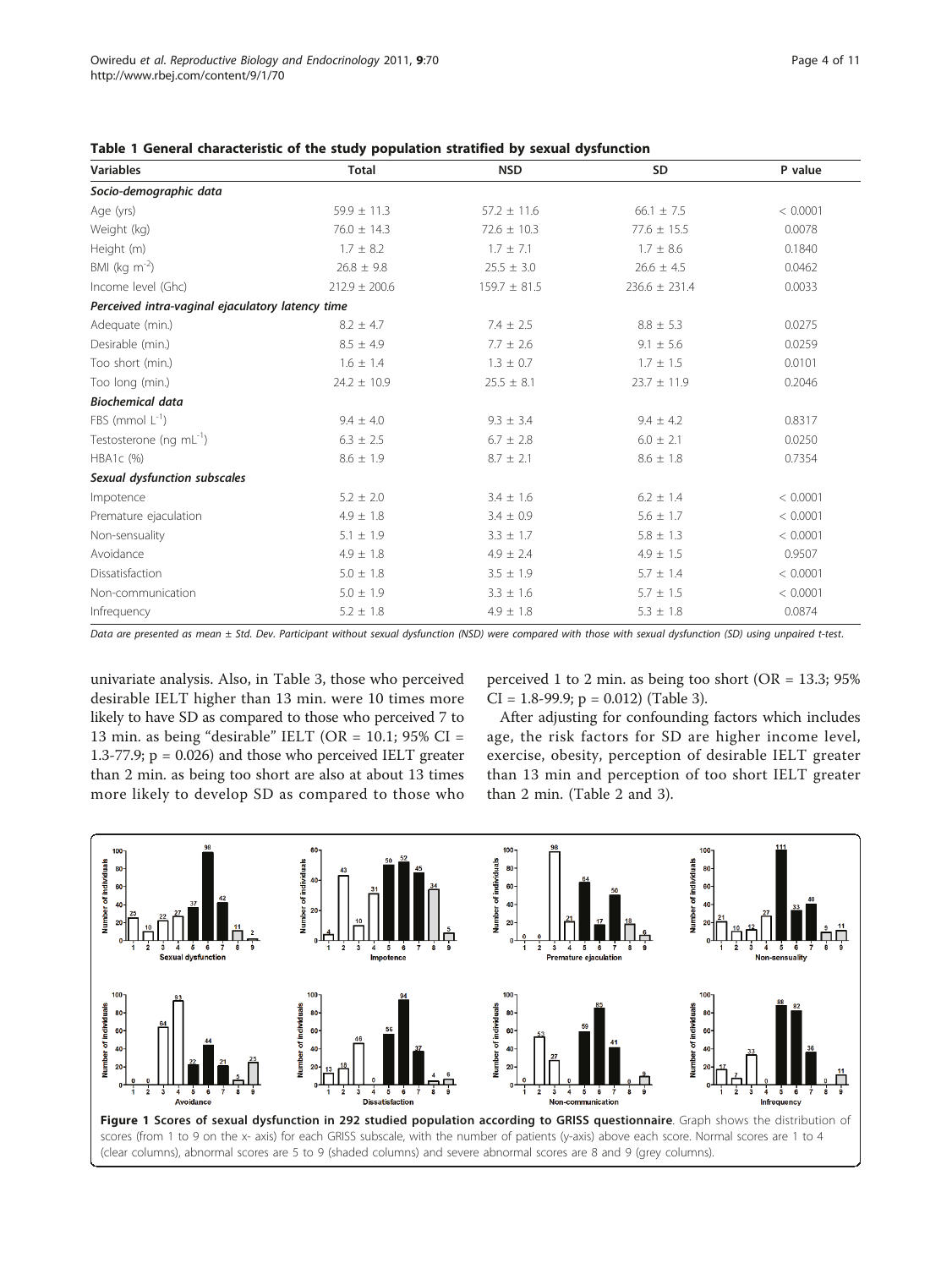**Table 1 General characteristic of the study population stratified by sexual dysfunction**

| Variables | Total | NSD | SD | P value |
|---|---|---|---|---|
| *Socio-demographic data* | | | | |
| Age (yrs) | 59.9 ± 11.3 | 57.2 ± 11.6 | 66.1 ± 7.5 | < 0.0001 |
| Weight (kg) | 76.0 ± 14.3 | 72.6 ± 10.3 | 77.6 ± 15.5 | 0.0078 |
| Height (m) | 1.7 ± 8.2 | 1.7 ± 7.1 | 1.7 ± 8.6 | 0.1840 |
| BMI (kg $m^{-2}$) | 26.8 ± 9.8 | 25.5 ± 3.0 | 26.6 ± 4.5 | 0.0462 |
| Income level (Ghc) | 212.9 ± 200.6 | 159.7 ± 81.5 | 236.6 ± 231.4 | 0.0033 |
| *Perceived intra-vaginal ejaculatory latency time* | | | | |
| Adequate (min.) | 8.2 ± 4.7 | 7.4 ± 2.5 | 8.8 ± 5.3 | 0.0275 |
| Desirable (min.) | 8.5 ± 4.9 | 7.7 ± 2.6 | 9.1 ± 5.6 | 0.0259 |
| Too short (min.) | 1.6 ± 1.4 | 1.3 ± 0.7 | 1.7 ± 1.5 | 0.0101 |
| Too long (min.) | 24.2 ± 10.9 | 25.5 ± 8.1 | 23.7 ± 11.9 | 0.2046 |
| *Biochemical data* | | | | |
| FBS (mmol $L^{-1}$) | 9.4 ± 4.0 | 9.3 ± 3.4 | 9.4 ± 4.2 | 0.8317 |
| Testosterone (ng $mL^{-1}$) | 6.3 ± 2.5 | 6.7 ± 2.8 | 6.0 ± 2.1 | 0.0250 |
| HBA1c (%) | 8.6 ± 1.9 | 8.7 ± 2.1 | 8.6 ± 1.8 | 0.7354 |
| *Sexual dysfunction subscales* | | | | |
| Impotence | 5.2 ± 2.0 | 3.4 ± 1.6 | 6.2 ± 1.4 | < 0.0001 |
| Premature ejaculation | 4.9 ± 1.8 | 3.4 ± 0.9 | 5.6 ± 1.7 | < 0.0001 |
| Non-sensuality | 5.1 ± 1.9 | 3.3 ± 1.7 | 5.8 ± 1.3 | < 0.0001 |
| Avoidance | 4.9 ± 1.8 | 4.9 ± 2.4 | 4.9 ± 1.5 | 0.9507 |
| Dissatisfaction | 5.0 ± 1.8 | 3.5 ± 1.9 | 5.7 ± 1.4 | < 0.0001 |
| Non-communication | 5.0 ± 1.9 | 3.3 ± 1.6 | 5.7 ± 1.5 | < 0.0001 |
| Infrequency | 5.2 ± 1.8 | 4.9 ± 1.8 | 5.3 ± 1.8 | 0.0874 |

*Data are presented as mean ± Std. Dev. Participant without sexual dysfunction (NSD) were compared with those with sexual dysfunction (SD) using unpaired t-test.*

univariate analysis. Also, in Table 3, those who perceived desirable IELT higher than 13 min. were 10 times more likely to have SD as compared to those who perceived 7 to 13 min. as being "desirable" IELT (OR = 10.1; 95% CI = 1.3-77.9; p = 0.026) and those who perceived IELT greater than 2 min. as being too short are also at about 13 times more likely to develop SD as compared to those who perceived 1 to 2 min. as being too short (OR = 13.3; 95% CI = 1.8-99.9; p = 0.012) (Table 3).

After adjusting for confounding factors which includes age, the risk factors for SD are higher income level, exercise, obesity, perception of desirable IELT greater than 13 min and perception of too short IELT greater than 2 min. (Table 2 and 3).

**Figure 1 Scores of sexual dysfunction in 292 studied population according to GRISS questionnaire**. Graph shows the distribution of scores (from 1 to 9 on the x- axis) for each GRISS subscale, with the number of patients (y-axis) above each score. Normal scores are 1 to 4 (clear columns), abnormal scores are 5 to 9 (shaded columns) and severe abnormal scores are 8 and 9 (grey columns).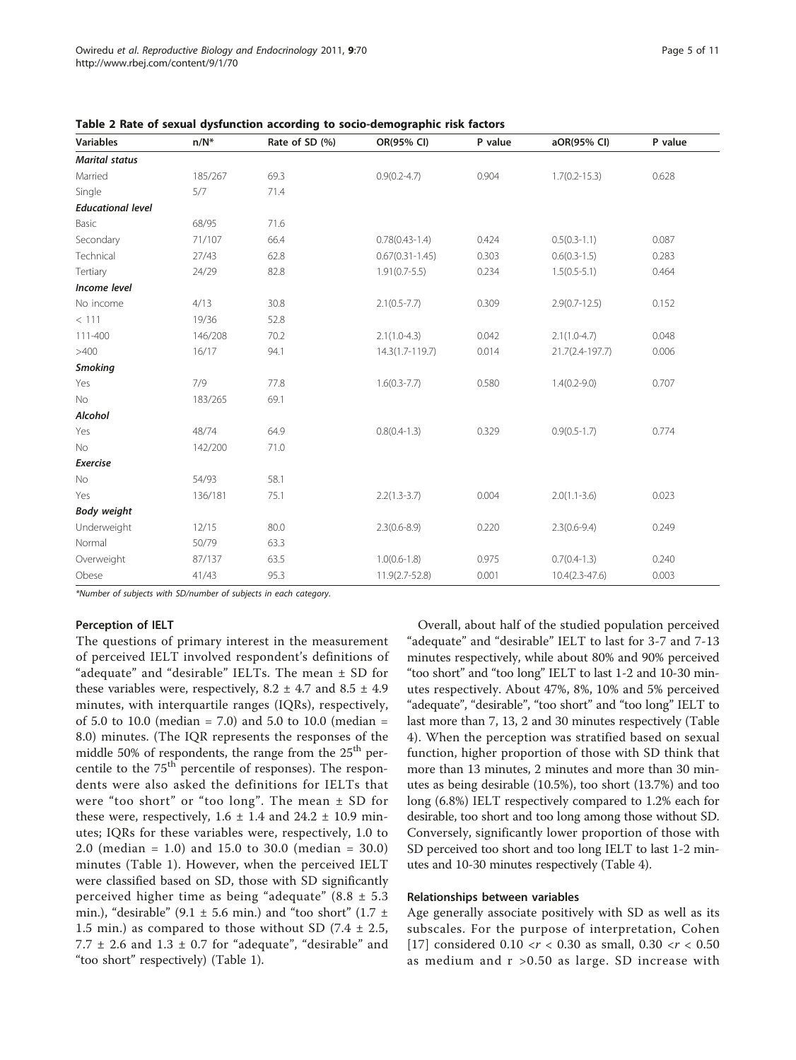**Table 2 Rate of sexual dysfunction according to socio-demographic risk factors**

| Variables | n/N* | Rate of SD (%) | OR(95% CI) | P value | aOR(95% CI) | P value |
|---|---|---|---|---|---|---|
| ***Marital status*** | | | | | | |
| Married | 185/267 | 69.3 | 0.9(0.2-4.7) | 0.904 | 1.7(0.2-15.3) | 0.628 |
| Single | 5/7 | 71.4 | | | | |
| ***Educational level*** | | | | | | |
| Basic | 68/95 | 71.6 | | | | |
| Secondary | 71/107 | 66.4 | 0.78(0.43-1.4) | 0.424 | 0.5(0.3-1.1) | 0.087 |
| Technical | 27/43 | 62.8 | 0.67(0.31-1.45) | 0.303 | 0.6(0.3-1.5) | 0.283 |
| Tertiary | 24/29 | 82.8 | 1.91(0.7-5.5) | 0.234 | 1.5(0.5-5.1) | 0.464 |
| ***Income level*** | | | | | | |
| No income | 4/13 | 30.8 | 2.1(0.5-7.7) | 0.309 | 2.9(0.7-12.5) | 0.152 |
| < 111 | 19/36 | 52.8 | | | | |
| 111-400 | 146/208 | 70.2 | 2.1(1.0-4.3) | 0.042 | 2.1(1.0-4.7) | 0.048 |
| >400 | 16/17 | 94.1 | 14.3(1.7-119.7) | 0.014 | 21.7(2.4-197.7) | 0.006 |
| ***Smoking*** | | | | | | |
| Yes | 7/9 | 77.8 | 1.6(0.3-7.7) | 0.580 | 1.4(0.2-9.0) | 0.707 |
| No | 183/265 | 69.1 | | | | |
| ***Alcohol*** | | | | | | |
| Yes | 48/74 | 64.9 | 0.8(0.4-1.3) | 0.329 | 0.9(0.5-1.7) | 0.774 |
| No | 142/200 | 71.0 | | | | |
| ***Exercise*** | | | | | | |
| No | 54/93 | 58.1 | | | | |
| Yes | 136/181 | 75.1 | 2.2(1.3-3.7) | 0.004 | 2.0(1.1-3.6) | 0.023 |
| ***Body weight*** | | | | | | |
| Underweight | 12/15 | 80.0 | 2.3(0.6-8.9) | 0.220 | 2.3(0.6-9.4) | 0.249 |
| Normal | 50/79 | 63.3 | | | | |
| Overweight | 87/137 | 63.5 | 1.0(0.6-1.8) | 0.975 | 0.7(0.4-1.3) | 0.240 |
| Obese | 41/43 | 95.3 | 11.9(2.7-52.8) | 0.001 | 10.4(2.3-47.6) | 0.003 |

*Number of subjects with SD/number of subjects in each category.*

### Perception of IELT

The questions of primary interest in the measurement of perceived IELT involved respondent's definitions of "adequate" and "desirable" IELTs. The mean ± SD for these variables were, respectively, 8.2 ± 4.7 and 8.5 ± 4.9 minutes, with interquartile ranges (IQRs), respectively, of 5.0 to 10.0 (median = 7.0) and 5.0 to 10.0 (median = 8.0) minutes. (The IQR represents the responses of the middle 50% of respondents, the range from the $25^{th}$ percentile to the $75^{th}$ percentile of responses). The respondents were also asked the definitions for IELTs that were "too short" or "too long". The mean ± SD for these were, respectively, 1.6 ± 1.4 and 24.2 ± 10.9 minutes; IQRs for these variables were, respectively, 1.0 to 2.0 (median = 1.0) and 15.0 to 30.0 (median = 30.0) minutes (Table 1). However, when the perceived IELT were classified based on SD, those with SD significantly perceived higher time as being "adequate" (8.8 ± 5.3 min.), "desirable" (9.1 ± 5.6 min.) and "too short" (1.7 ± 1.5 min.) as compared to those without SD (7.4 ± 2.5, 7.7 ± 2.6 and 1.3 ± 0.7 for "adequate", "desirable" and "too short" respectively) (Table 1).

Overall, about half of the studied population perceived "adequate" and "desirable" IELT to last for 3-7 and 7-13 minutes respectively, while about 80% and 90% perceived "too short" and "too long" IELT to last 1-2 and 10-30 minutes respectively. About 47%, 8%, 10% and 5% perceived "adequate", "desirable", "too short" and "too long" IELT to last more than 7, 13, 2 and 30 minutes respectively (Table 4). When the perception was stratified based on sexual function, higher proportion of those with SD think that more than 13 minutes, 2 minutes and more than 30 minutes as being desirable (10.5%), too short (13.7%) and too long (6.8%) IELT respectively compared to 1.2% each for desirable, too short and too long among those without SD. Conversely, significantly lower proportion of those with SD perceived too short and too long IELT to last 1-2 minutes and 10-30 minutes respectively (Table 4).

### Relationships between variables

Age generally associate positively with SD as well as its subscales. For the purpose of interpretation, Cohen [17] considered $0.10 < r < 0.30$ as small, $0.30 < r < 0.50$ as medium and $r > 0.50$ as large. SD increase with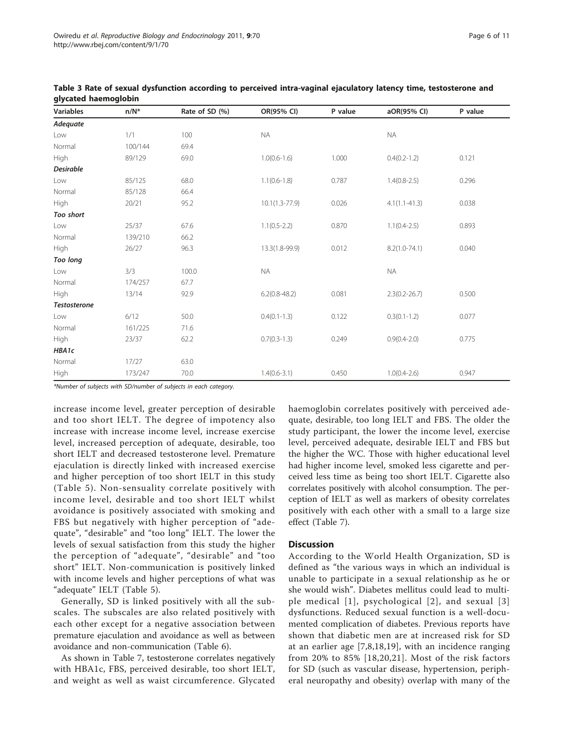**Table 3 Rate of sexual dysfunction according to perceived intra-vaginal ejaculatory latency time, testosterone and glycated haemoglobin**

| Variables | n/N* | Rate of SD (%) | OR(95% CI) | P value | aOR(95% CI) | P value |
|---|---|---|---|---|---|---|
| ***Adequate*** | | | | | | |
| Low | 1/1 | 100 | NA | | NA | |
| Normal | 100/144 | 69.4 | | | | |
| High | 89/129 | 69.0 | 1.0(0.6-1.6) | 1.000 | 0.4(0.2-1.2) | 0.121 |
| ***Desirable*** | | | | | | |
| Low | 85/125 | 68.0 | 1.1(0.6-1.8) | 0.787 | 1.4(0.8-2.5) | 0.296 |
| Normal | 85/128 | 66.4 | | | | |
| High | 20/21 | 95.2 | 10.1(1.3-77.9) | 0.026 | 4.1(1.1-41.3) | 0.038 |
| ***Too short*** | | | | | | |
| Low | 25/37 | 67.6 | 1.1(0.5-2.2) | 0.870 | 1.1(0.4-2.5) | 0.893 |
| Normal | 139/210 | 66.2 | | | | |
| High | 26/27 | 96.3 | 13.3(1.8-99.9) | 0.012 | 8.2(1.0-74.1) | 0.040 |
| ***Too long*** | | | | | | |
| Low | 3/3 | 100.0 | NA | | NA | |
| Normal | 174/257 | 67.7 | | | | |
| High | 13/14 | 92.9 | 6.2(0.8-48.2) | 0.081 | 2.3(0.2-26.7) | 0.500 |
| ***Testosterone*** | | | | | | |
| Low | 6/12 | 50.0 | 0.4(0.1-1.3) | 0.122 | 0.3(0.1-1.2) | 0.077 |
| Normal | 161/225 | 71.6 | | | | |
| High | 23/37 | 62.2 | 0.7(0.3-1.3) | 0.249 | 0.9(0.4-2.0) | 0.775 |
| ***HBA1c*** | | | | | | |
| Normal | 17/27 | 63.0 | | | | |
| High | 173/247 | 70.0 | 1.4(0.6-3.1) | 0.450 | 1.0(0.4-2.6) | 0.947 |

*Number of subjects with SD/number of subjects in each category.

increase income level, greater perception of desirable and too short IELT. The degree of impotency also increase with increase income level, increase exercise level, increased perception of adequate, desirable, too short IELT and decreased testosterone level. Premature ejaculation is directly linked with increased exercise and higher perception of too short IELT in this study (Table 5). Non-sensuality correlate positively with income level, desirable and too short IELT whilst avoidance is positively associated with smoking and FBS but negatively with higher perception of "adequate", "desirable" and "too long" IELT. The lower the levels of sexual satisfaction from this study the higher the perception of "adequate", "desirable" and "too short" IELT. Non-communication is positively linked with income levels and higher perceptions of what was "adequate" IELT (Table 5).

Generally, SD is linked positively with all the subscales. The subscales are also related positively with each other except for a negative association between premature ejaculation and avoidance as well as between avoidance and non-communication (Table 6).

As shown in Table 7, testosterone correlates negatively with HBA1c, FBS, perceived desirable, too short IELT, and weight as well as waist circumference. Glycated haemoglobin correlates positively with perceived adequate, desirable, too long IELT and FBS. The older the study participant, the lower the income level, exercise level, perceived adequate, desirable IELT and FBS but the higher the WC. Those with higher educational level had higher income level, smoked less cigarette and perceived less time as being too short IELT. Cigarette also correlates positively with alcohol consumption. The perception of IELT as well as markers of obesity correlates positively with each other with a small to a large size effect (Table 7).

## Discussion

According to the World Health Organization, SD is defined as "the various ways in which an individual is unable to participate in a sexual relationship as he or she would wish". Diabetes mellitus could lead to multiple medical [1], psychological [2], and sexual [3] dysfunctions. Reduced sexual function is a well-documented complication of diabetes. Previous reports have shown that diabetic men are at increased risk for SD at an earlier age [7,8,18,19], with an incidence ranging from 20% to 85% [18,20,21]. Most of the risk factors for SD (such as vascular disease, hypertension, peripheral neuropathy and obesity) overlap with many of the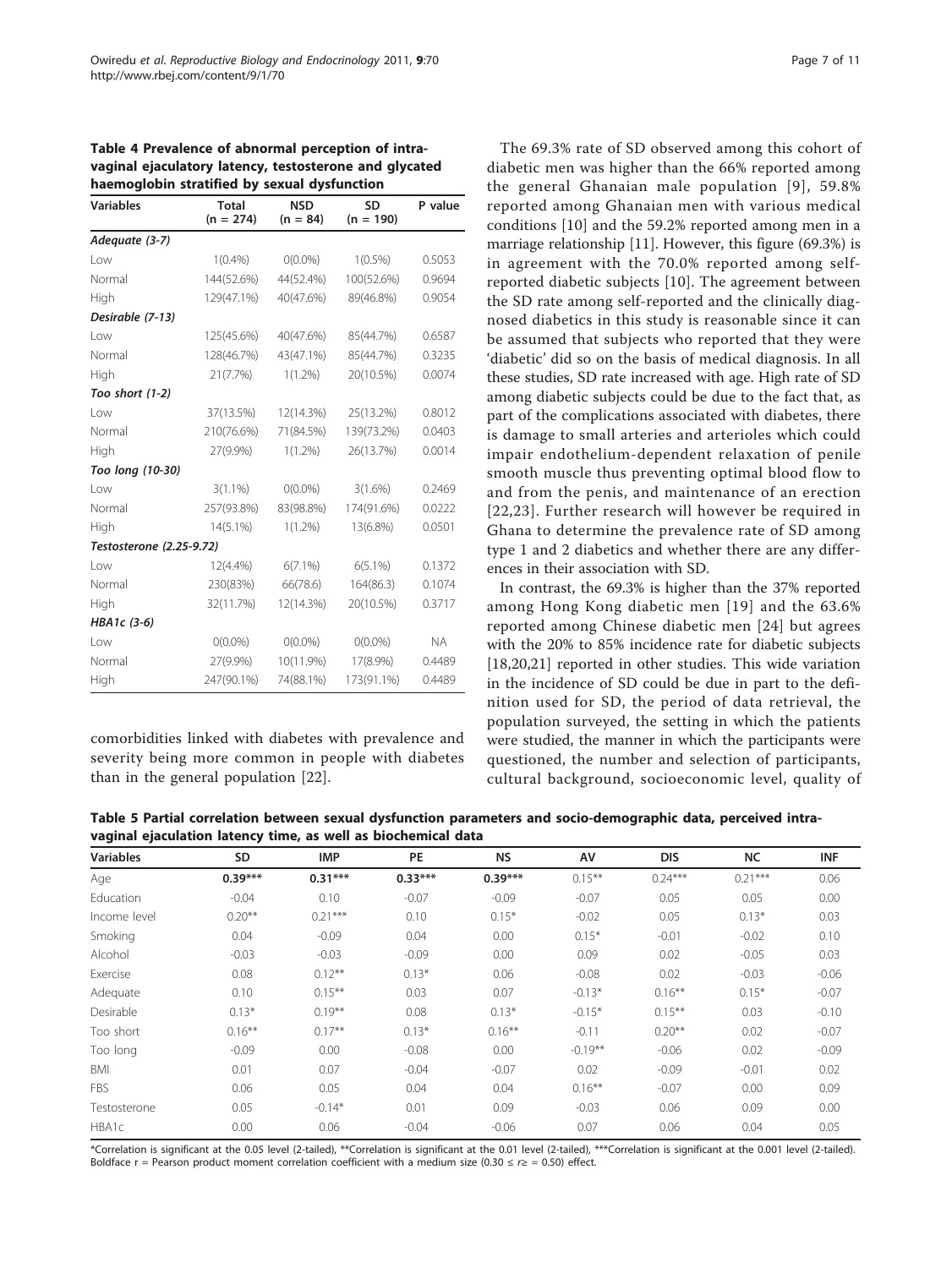**Table 4 Prevalence of abnormal perception of intra-vaginal ejaculatory latency, testosterone and glycated haemoglobin stratified by sexual dysfunction**

| Variables | Total (n = 274) | NSD (n = 84) | SD (n = 190) | P value |
|---|---|---|---|---|
| *Adequate (3-7)* | | | | |
| Low | 1(0.4%) | 0(0.0%) | 1(0.5%) | 0.5053 |
| Normal | 144(52.6%) | 44(52.4%) | 100(52.6%) | 0.9694 |
| High | 129(47.1%) | 40(47.6%) | 89(46.8%) | 0.9054 |
| *Desirable (7-13)* | | | | |
| Low | 125(45.6%) | 40(47.6%) | 85(44.7%) | 0.6587 |
| Normal | 128(46.7%) | 43(47.1%) | 85(44.7%) | 0.3235 |
| High | 21(7.7%) | 1(1.2%) | 20(10.5%) | 0.0074 |
| *Too short (1-2)* | | | | |
| Low | 37(13.5%) | 12(14.3%) | 25(13.2%) | 0.8012 |
| Normal | 210(76.6%) | 71(84.5%) | 139(73.2%) | 0.0403 |
| High | 27(9.9%) | 1(1.2%) | 26(13.7%) | 0.0014 |
| *Too long (10-30)* | | | | |
| Low | 3(1.1%) | 0(0.0%) | 3(1.6%) | 0.2469 |
| Normal | 257(93.8%) | 83(98.8%) | 174(91.6%) | 0.0222 |
| High | 14(5.1%) | 1(1.2%) | 13(6.8%) | 0.0501 |
| *Testosterone (2.25-9.72)* | | | | |
| Low | 12(4.4%) | 6(7.1%) | 6(5.1%) | 0.1372 |
| Normal | 230(83%) | 66(78.6) | 164(86.3) | 0.1074 |
| High | 32(11.7%) | 12(14.3%) | 20(10.5%) | 0.3717 |
| *HBA1c (3-6)* | | | | |
| Low | 0(0.0%) | 0(0.0%) | 0(0.0%) | NA |
| Normal | 27(9.9%) | 10(11.9%) | 17(8.9%) | 0.4489 |
| High | 247(90.1%) | 74(88.1%) | 173(91.1%) | 0.4489 |

comorbidities linked with diabetes with prevalence and severity being more common in people with diabetes than in the general population [22].

The 69.3% rate of SD observed among this cohort of diabetic men was higher than the 66% reported among the general Ghanaian male population [9], 59.8% reported among Ghanaian men with various medical conditions [10] and the 59.2% reported among men in a marriage relationship [11]. However, this figure (69.3%) is in agreement with the 70.0% reported among self-reported diabetic subjects [10]. The agreement between the SD rate among self-reported and the clinically diagnosed diabetics in this study is reasonable since it can be assumed that subjects who reported that they were 'diabetic' did so on the basis of medical diagnosis. In all these studies, SD rate increased with age. High rate of SD among diabetic subjects could be due to the fact that, as part of the complications associated with diabetes, there is damage to small arteries and arterioles which could impair endothelium-dependent relaxation of penile smooth muscle thus preventing optimal blood flow to and from the penis, and maintenance of an erection [22,23]. Further research will however be required in Ghana to determine the prevalence rate of SD among type 1 and 2 diabetics and whether there are any differences in their association with SD.

In contrast, the 69.3% is higher than the 37% reported among Hong Kong diabetic men [19] and the 63.6% reported among Chinese diabetic men [24] but agrees with the 20% to 85% incidence rate for diabetic subjects [18,20,21] reported in other studies. This wide variation in the incidence of SD could be due in part to the definition used for SD, the period of data retrieval, the population surveyed, the setting in which the patients were studied, the manner in which the participants were questioned, the number and selection of participants, cultural background, socioeconomic level, quality of

**Table 5 Partial correlation between sexual dysfunction parameters and socio-demographic data, perceived intra-vaginal ejaculation latency time, as well as biochemical data**

| Variables | SD | IMP | PE | NS | AV | DIS | NC | INF |
|---|---|---|---|---|---|---|---|---|
| Age | **0.39*** ** | 0.31*** | **0.33*** ** | **0.39*** ** | 0.15** | 0.24*** | 0.21*** | 0.06 |
| Education | -0.04 | 0.10 | -0.07 | -0.09 | -0.07 | 0.05 | 0.05 | 0.00 |
| Income level | 0.20** | 0.21*** | 0.10 | 0.15* | -0.02 | 0.05 | 0.13* | 0.03 |
| Smoking | 0.04 | -0.09 | 0.04 | 0.00 | 0.15* | -0.01 | -0.02 | 0.10 |
| Alcohol | -0.03 | -0.03 | -0.09 | 0.00 | 0.09 | 0.02 | -0.05 | 0.03 |
| Exercise | 0.08 | 0.12** | 0.13* | 0.06 | -0.08 | 0.02 | -0.03 | -0.06 |
| Adequate | 0.10 | 0.15** | 0.03 | 0.07 | -0.13* | 0.16** | 0.15* | -0.07 |
| Desirable | 0.13* | 0.19** | 0.08 | 0.13* | -0.15* | 0.15** | 0.03 | -0.10 |
| Too short | 0.16** | 0.17** | 0.13* | 0.16** | -0.11 | 0.20** | 0.02 | -0.07 |
| Too long | -0.09 | 0.00 | -0.08 | 0.00 | -0.19** | -0.06 | 0.02 | -0.09 |
| BMI | 0.01 | 0.07 | -0.04 | -0.07 | 0.02 | -0.09 | -0.01 | 0.02 |
| FBS | 0.06 | 0.05 | 0.04 | 0.04 | 0.16** | -0.07 | 0.00 | 0.09 |
| Testosterone | 0.05 | -0.14* | 0.01 | 0.09 | -0.03 | 0.06 | 0.09 | 0.00 |
| HBA1c | 0.00 | 0.06 | -0.04 | -0.06 | 0.07 | 0.06 | 0.04 | 0.05 |

*Correlation is significant at the 0.05 level (2-tailed), **Correlation is significant at the 0.01 level (2-tailed), ***Correlation is significant at the 0.001 level (2-tailed). Boldface r = Pearson product moment correlation coefficient with a medium size (0.30 ≤ r≥ = 0.50) effect.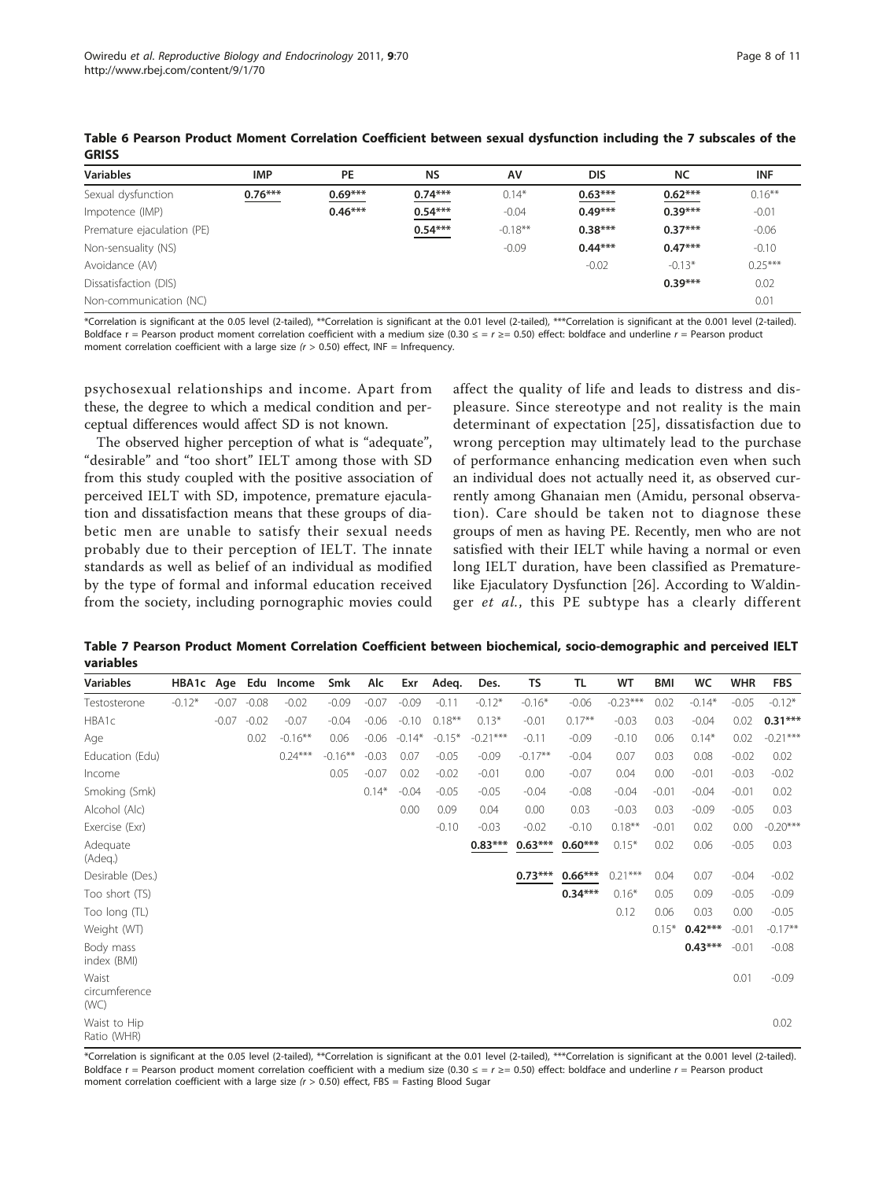**Table 6 Pearson Product Moment Correlation Coefficient between sexual dysfunction including the 7 subscales of the GRISS**

| Variables | IMP | PE | NS | AV | DIS | NC | INF |
|---|---|---|---|---|---|---|---|
| Sexual dysfunction | **0.76*** ** | **0.69*** ** | **0.74*** ** | 0.14* | **0.63*** ** | **0.62*** ** | 0.16** |
| Impotence (IMP) | | **0.46*** ** | **0.54*** ** | -0.04 | **0.49*** ** | **0.39*** ** | -0.01 |
| Premature ejaculation (PE) | | | **0.54*** ** | -0.18** | **0.38*** ** | **0.37*** ** | -0.06 |
| Non-sensuality (NS) | | | | -0.09 | **0.44*** ** | **0.47*** ** | -0.10 |
| Avoidance (AV) | | | | | -0.02 | -0.13* | 0.25*** |
| Dissatisfaction (DIS) | | | | | | **0.39*** ** | 0.02 |
| Non-communication (NC) | | | | | | | 0.01 |

*Correlation is significant at the 0.05 level (2-tailed), **Correlation is significant at the 0.01 level (2-tailed), ***Correlation is significant at the 0.001 level (2-tailed). Boldface r = Pearson product moment correlation coefficient with a medium size (0.30 ≤ = r ≥= 0.50) effect: boldface and underline r = Pearson product moment correlation coefficient with a large size (r > 0.50) effect, INF = Infrequency.

psychosexual relationships and income. Apart from these, the degree to which a medical condition and perceptual differences would affect SD is not known.

The observed higher perception of what is "adequate", "desirable" and "too short" IELT among those with SD from this study coupled with the positive association of perceived IELT with SD, impotence, premature ejaculation and dissatisfaction means that these groups of diabetic men are unable to satisfy their sexual needs probably due to their perception of IELT. The innate standards as well as belief of an individual as modified by the type of formal and informal education received from the society, including pornographic movies could affect the quality of life and leads to distress and displeasure. Since stereotype and not reality is the main determinant of expectation [25], dissatisfaction due to wrong perception may ultimately lead to the purchase of performance enhancing medication even when such an individual does not actually need it, as observed currently among Ghanaian men (Amidu, personal observation). Care should be taken not to diagnose these groups of men as having PE. Recently, men who are not satisfied with their IELT while having a normal or even long IELT duration, have been classified as Premature-like Ejaculatory Dysfunction [26]. According to Waldinger *et al.*, this PE subtype has a clearly different

**Table 7 Pearson Product Moment Correlation Coefficient between biochemical, socio-demographic and perceived IELT variables**

| Variables | HBA1c | Age | Edu | Income | Smk | Alc | Exr | Adeq. | Des. | TS | TL | WT | BMI | WC | WHR | FBS |
|---|---|---|---|---|---|---|---|---|---|---|---|---|---|---|---|---|
| Testosterone | -0.12* | -0.07 | -0.08 | -0.02 | -0.09 | -0.07 | -0.09 | -0.11 | -0.12* | -0.16* | -0.06 | -0.23*** | 0.02 | -0.14* | -0.05 | -0.12* |
| HBA1c | | -0.07 | -0.02 | -0.07 | -0.04 | -0.06 | -0.10 | 0.18** | 0.13* | -0.01 | 0.17** | -0.03 | 0.03 | -0.04 | 0.02 | **0.31*** ** |
| Age | | | 0.02 | -0.16** | 0.06 | -0.06 | -0.14* | -0.15* | -0.21*** | -0.11 | -0.09 | -0.10 | 0.06 | 0.14* | 0.02 | -0.21*** |
| Education (Edu) | | | | 0.24*** | -0.16** | -0.03 | 0.07 | -0.05 | -0.09 | -0.17** | -0.04 | 0.07 | 0.03 | 0.08 | -0.02 | 0.02 |
| Income | | | | | 0.05 | -0.07 | 0.02 | -0.02 | -0.01 | 0.00 | -0.07 | 0.04 | 0.00 | -0.01 | -0.03 | -0.02 |
| Smoking (Smk) | | | | | | 0.14* | -0.04 | -0.05 | -0.05 | -0.04 | -0.08 | -0.04 | -0.01 | -0.04 | -0.01 | 0.02 |
| Alcohol (Alc) | | | | | | | 0.00 | 0.09 | 0.04 | 0.00 | 0.03 | -0.03 | 0.03 | -0.09 | -0.05 | 0.03 |
| Exercise (Exr) | | | | | | | | -0.10 | -0.03 | -0.02 | -0.10 | 0.18** | -0.01 | 0.02 | 0.00 | -0.20*** |
| Adequate (Adeq.) | | | | | | | | | **0.83*** ** | **0.63*** ** | **0.60*** ** | 0.15* | 0.02 | 0.06 | -0.05 | 0.03 |
| Desirable (Des.) | | | | | | | | | | **0.73*** ** | **0.66*** ** | 0.21*** | 0.04 | 0.07 | -0.04 | -0.02 |
| Too short (TS) | | | | | | | | | | | **0.34*** ** | 0.16* | 0.05 | 0.09 | -0.05 | -0.09 |
| Too long (TL) | | | | | | | | | | | | 0.12 | 0.06 | 0.03 | 0.00 | -0.05 |
| Weight (WT) | | | | | | | | | | | | | 0.15* | **0.42*** ** | -0.01 | -0.17** |
| Body mass index (BMI) | | | | | | | | | | | | | | **0.43*** ** | -0.01 | -0.08 |
| Waist circumference (WC) | | | | | | | | | | | | | | | 0.01 | -0.09 |
| Waist to Hip Ratio (WHR) | | | | | | | | | | | | | | | | 0.02 |

*Correlation is significant at the 0.05 level (2-tailed), **Correlation is significant at the 0.01 level (2-tailed), ***Correlation is significant at the 0.001 level (2-tailed). Boldface r = Pearson product moment correlation coefficient with a medium size (0.30 ≤ = r ≥= 0.50) effect: boldface and underline r = Pearson product moment correlation coefficient with a large size (r > 0.50) effect, FBS = Fasting Blood Sugar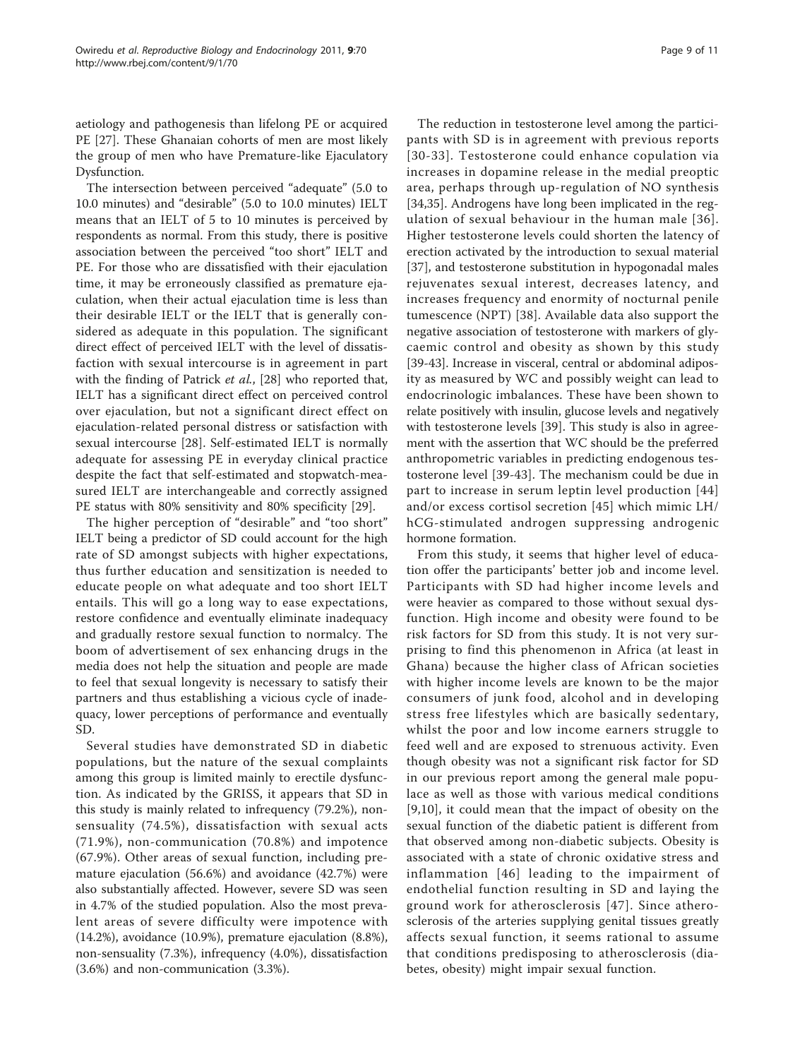aetiology and pathogenesis than lifelong PE or acquired PE [27]. These Ghanaian cohorts of men are most likely the group of men who have Premature-like Ejaculatory Dysfunction.

The intersection between perceived "adequate" (5.0 to 10.0 minutes) and "desirable" (5.0 to 10.0 minutes) IELT means that an IELT of 5 to 10 minutes is perceived by respondents as normal. From this study, there is positive association between the perceived "too short" IELT and PE. For those who are dissatisfied with their ejaculation time, it may be erroneously classified as premature ejaculation, when their actual ejaculation time is less than their desirable IELT or the IELT that is generally considered as adequate in this population. The significant direct effect of perceived IELT with the level of dissatisfaction with sexual intercourse is in agreement in part with the finding of Patrick *et al.*, [28] who reported that, IELT has a significant direct effect on perceived control over ejaculation, but not a significant direct effect on ejaculation-related personal distress or satisfaction with sexual intercourse [28]. Self-estimated IELT is normally adequate for assessing PE in everyday clinical practice despite the fact that self-estimated and stopwatch-measured IELT are interchangeable and correctly assigned PE status with 80% sensitivity and 80% specificity [29].

The higher perception of "desirable" and "too short" IELT being a predictor of SD could account for the high rate of SD amongst subjects with higher expectations, thus further education and sensitization is needed to educate people on what adequate and too short IELT entails. This will go a long way to ease expectations, restore confidence and eventually eliminate inadequacy and gradually restore sexual function to normalcy. The boom of advertisement of sex enhancing drugs in the media does not help the situation and people are made to feel that sexual longevity is necessary to satisfy their partners and thus establishing a vicious cycle of inadequacy, lower perceptions of performance and eventually SD.

Several studies have demonstrated SD in diabetic populations, but the nature of the sexual complaints among this group is limited mainly to erectile dysfunction. As indicated by the GRISS, it appears that SD in this study is mainly related to infrequency (79.2%), non-sensuality (74.5%), dissatisfaction with sexual acts (71.9%), non-communication (70.8%) and impotence (67.9%). Other areas of sexual function, including premature ejaculation (56.6%) and avoidance (42.7%) were also substantially affected. However, severe SD was seen in 4.7% of the studied population. Also the most prevalent areas of severe difficulty were impotence with (14.2%), avoidance (10.9%), premature ejaculation (8.8%), non-sensuality (7.3%), infrequency (4.0%), dissatisfaction (3.6%) and non-communication (3.3%).

The reduction in testosterone level among the participants with SD is in agreement with previous reports [30-33]. Testosterone could enhance copulation via increases in dopamine release in the medial preoptic area, perhaps through up-regulation of NO synthesis [34,35]. Androgens have long been implicated in the regulation of sexual behaviour in the human male [36]. Higher testosterone levels could shorten the latency of erection activated by the introduction to sexual material [37], and testosterone substitution in hypogonadal males rejuvenates sexual interest, decreases latency, and increases frequency and enormity of nocturnal penile tumescence (NPT) [38]. Available data also support the negative association of testosterone with markers of glycaemic control and obesity as shown by this study [39-43]. Increase in visceral, central or abdominal adiposity as measured by WC and possibly weight can lead to endocrinologic imbalances. These have been shown to relate positively with insulin, glucose levels and negatively with testosterone levels [39]. This study is also in agreement with the assertion that WC should be the preferred anthropometric variables in predicting endogenous testosterone level [39-43]. The mechanism could be due in part to increase in serum leptin level production [44] and/or excess cortisol secretion [45] which mimic LH/hCG-stimulated androgen suppressing androgenic hormone formation.

From this study, it seems that higher level of education offer the participants' better job and income level. Participants with SD had higher income levels and were heavier as compared to those without sexual dysfunction. High income and obesity were found to be risk factors for SD from this study. It is not very surprising to find this phenomenon in Africa (at least in Ghana) because the higher class of African societies with higher income levels are known to be the major consumers of junk food, alcohol and in developing stress free lifestyles which are basically sedentary, whilst the poor and low income earners struggle to feed well and are exposed to strenuous activity. Even though obesity was not a significant risk factor for SD in our previous report among the general male populace as well as those with various medical conditions [9,10], it could mean that the impact of obesity on the sexual function of the diabetic patient is different from that observed among non-diabetic subjects. Obesity is associated with a state of chronic oxidative stress and inflammation [46] leading to the impairment of endothelial function resulting in SD and laying the ground work for atherosclerosis [47]. Since atherosclerosis of the arteries supplying genital tissues greatly affects sexual function, it seems rational to assume that conditions predisposing to atherosclerosis (diabetes, obesity) might impair sexual function.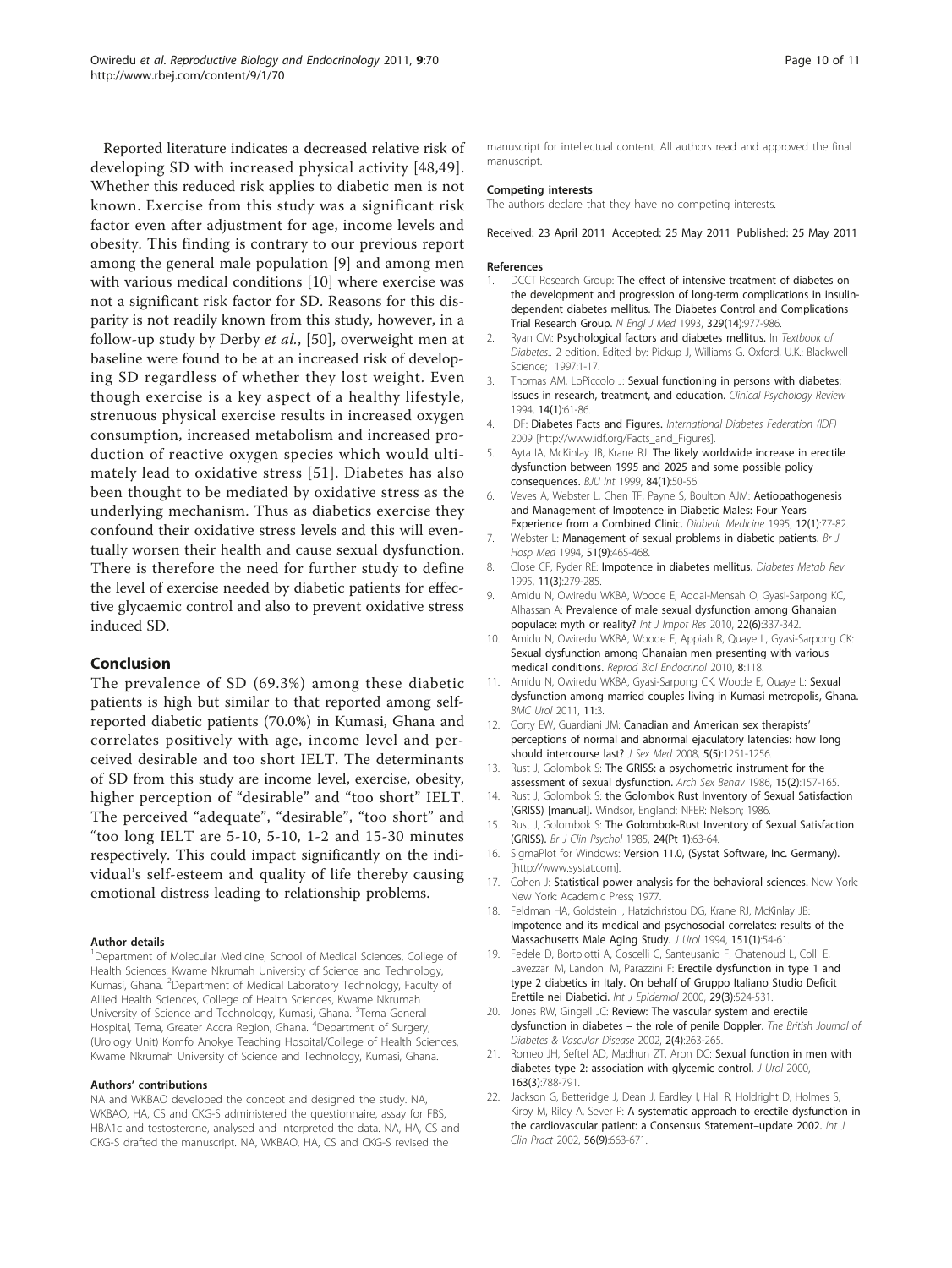Reported literature indicates a decreased relative risk of developing SD with increased physical activity [48,49]. Whether this reduced risk applies to diabetic men is not known. Exercise from this study was a significant risk factor even after adjustment for age, income levels and obesity. This finding is contrary to our previous report among the general male population [9] and among men with various medical conditions [10] where exercise was not a significant risk factor for SD. Reasons for this disparity is not readily known from this study, however, in a follow-up study by Derby *et al.*, [50], overweight men at baseline were found to be at an increased risk of developing SD regardless of whether they lost weight. Even though exercise is a key aspect of a healthy lifestyle, strenuous physical exercise results in increased oxygen consumption, increased metabolism and increased production of reactive oxygen species which would ultimately lead to oxidative stress [51]. Diabetes has also been thought to be mediated by oxidative stress as the underlying mechanism. Thus as diabetics exercise they confound their oxidative stress levels and this will eventually worsen their health and cause sexual dysfunction. There is therefore the need for further study to define the level of exercise needed by diabetic patients for effective glycaemic control and also to prevent oxidative stress induced SD.

## Conclusion

The prevalence of SD (69.3%) among these diabetic patients is high but similar to that reported among self-reported diabetic patients (70.0%) in Kumasi, Ghana and correlates positively with age, income level and perceived desirable and too short IELT. The determinants of SD from this study are income level, exercise, obesity, higher perception of "desirable" and "too short" IELT. The perceived "adequate", "desirable", "too short" and "too long IELT are 5-10, 5-10, 1-2 and 15-30 minutes respectively. This could impact significantly on the individual's self-esteem and quality of life thereby causing emotional distress leading to relationship problems.

#### Author details

[1]Department of Molecular Medicine, School of Medical Sciences, College of Health Sciences, Kwame Nkrumah University of Science and Technology, Kumasi, Ghana. [2]Department of Medical Laboratory Technology, Faculty of Allied Health Sciences, College of Health Sciences, Kwame Nkrumah University of Science and Technology, Kumasi, Ghana. [3]Tema General Hospital, Tema, Greater Accra Region, Ghana. [4]Department of Surgery, (Urology Unit) Komfo Anokye Teaching Hospital/College of Health Sciences, Kwame Nkrumah University of Science and Technology, Kumasi, Ghana.

#### Authors' contributions

NA and WKBAO developed the concept and designed the study. NA, WKBAO, HA, CS and CKG-S administered the questionnaire, assay for FBS, HBA1c and testosterone, analysed and interpreted the data. NA, HA, CS and CKG-S drafted the manuscript. NA, WKBAO, HA, CS and CKG-S revised the manuscript for intellectual content. All authors read and approved the final manuscript.

#### Competing interests

The authors declare that they have no competing interests.

Received: 23 April 2011 Accepted: 25 May 2011 Published: 25 May 2011

#### References

1. DCCT Research Group: **The effect of intensive treatment of diabetes on the development and progression of long-term complications in insulin-dependent diabetes mellitus. The Diabetes Control and Complications Trial Research Group.** *N Engl J Med* 1993, **329(14)**:977-986.
2. Ryan CM: **Psychological factors and diabetes mellitus.** In *Textbook of Diabetes.*. 2 edition. Edited by: Pickup J, Williams G. Oxford, U.K.: Blackwell Science; 1997:1-17.
3. Thomas AM, LoPiccolo J: **Sexual functioning in persons with diabetes: Issues in research, treatment, and education.** *Clinical Psychology Review* 1994, **14(1)**:61-86.
4. IDF: **Diabetes Facts and Figures.** *International Diabetes Federation (IDF)* 2009 [http://www.idf.org/Facts_and_Figures].
5. Ayta IA, McKinlay JB, Krane RJ: **The likely worldwide increase in erectile dysfunction between 1995 and 2025 and some possible policy consequences.** *BJU Int* 1999, **84(1)**:50-56.
6. Veves A, Webster L, Chen TF, Payne S, Boulton AJM: **Aetiopathogenesis and Management of Impotence in Diabetic Males: Four Years Experience from a Combined Clinic.** *Diabetic Medicine* 1995, **12(1)**:77-82.
7. Webster L: **Management of sexual problems in diabetic patients.** *Br J Hosp Med* 1994, **51(9)**:465-468.
8. Close CF, Ryder RE: **Impotence in diabetes mellitus.** *Diabetes Metab Rev* 1995, **11(3)**:279-285.
9. Amidu N, Owiredu WKBA, Woode E, Addai-Mensah O, Gyasi-Sarpong KC, Alhassan A: **Prevalence of male sexual dysfunction among Ghanaian populace: myth or reality?** *Int J Impot Res* 2010, **22(6)**:337-342.
10. Amidu N, Owiredu WKBA, Woode E, Appiah R, Quaye L, Gyasi-Sarpong CK: **Sexual dysfunction among Ghanaian men presenting with various medical conditions.** *Reprod Biol Endocrinol* 2010, **8**:118.
11. Amidu N, Owiredu WKBA, Gyasi-Sarpong CK, Woode E, Quaye L: **Sexual dysfunction among married couples living in Kumasi metropolis, Ghana.** *BMC Urol* 2011, **11**:3.
12. Corty EW, Guardiani JM: **Canadian and American sex therapists' perceptions of normal and abnormal ejaculatory latencies: how long should intercourse last?** *J Sex Med* 2008, **5(5)**:1251-1256.
13. Rust J, Golombok S: **The GRISS: a psychometric instrument for the assessment of sexual dysfunction.** *Arch Sex Behav* 1986, **15(2)**:157-165.
14. Rust J, Golombok S: **the Golombok Rust Inventory of Sexual Satisfaction (GRISS) [manual].** Windsor, England: NFER: Nelson; 1986.
15. Rust J, Golombok S: **The Golombok-Rust Inventory of Sexual Satisfaction (GRISS).** *Br J Clin Psychol* 1985, **24(Pt 1)**:63-64.
16. SigmaPlot for Windows: **Version 11.0, (Systat Software, Inc. Germany).** [http://www.systat.com].
17. Cohen J: **Statistical power analysis for the behavioral sciences.** New York: New York: Academic Press; 1977.
18. Feldman HA, Goldstein I, Hatzichristou DG, Krane RJ, McKinlay JB: **Impotence and its medical and psychosocial correlates: results of the Massachusetts Male Aging Study.** *J Urol* 1994, **151(1)**:54-61.
19. Fedele D, Bortolotti A, Coscelli C, Santeusanio F, Chatenoud L, Colli E, Lavezzari M, Landoni M, Parazzini F: **Erectile dysfunction in type 1 and type 2 diabetics in Italy. On behalf of Gruppo Italiano Studio Deficit Erettile nei Diabetici.** *Int J Epidemiol* 2000, **29(3)**:524-531.
20. Jones RW, Gingell JC: **Review: The vascular system and erectile dysfunction in diabetes – the role of penile Doppler.** *The British Journal of Diabetes & Vascular Disease* 2002, **2(4)**:263-265.
21. Romeo JH, Seftel AD, Madhun ZT, Aron DC: **Sexual function in men with diabetes type 2: association with glycemic control.** *J Urol* 2000, **163(3)**:788-791.
22. Jackson G, Betteridge J, Dean J, Eardley I, Hall R, Holdright D, Holmes S, Kirby M, Riley A, Sever P: **A systematic approach to erectile dysfunction in the cardiovascular patient: a Consensus Statement–update 2002.** *Int J Clin Pract* 2002, **56(9)**:663-671.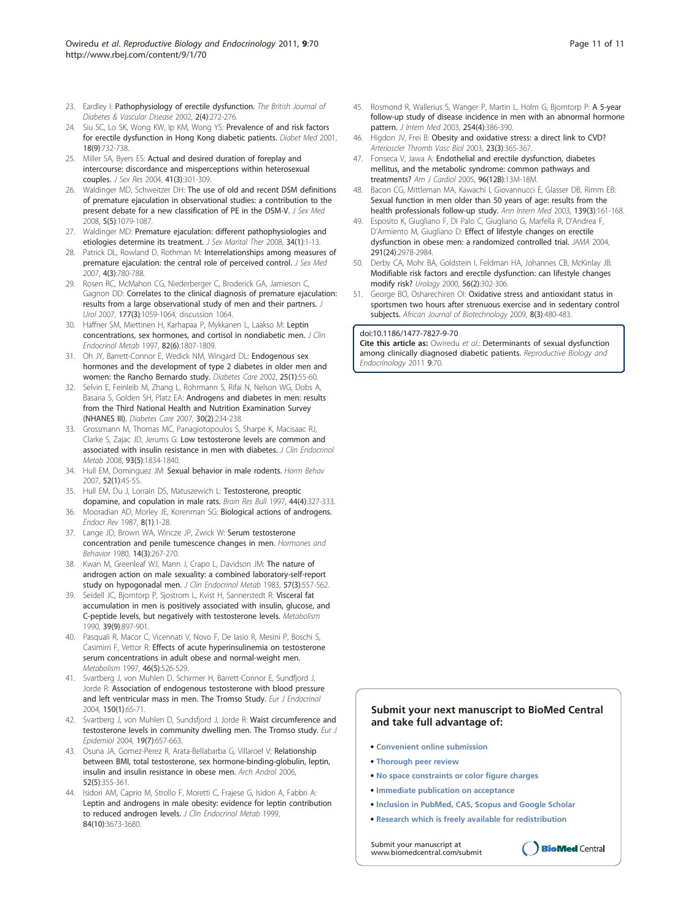23. Eardley I: Pathophysiology of erectile dysfunction. *The British Journal of Diabetes & Vascular Disease* 2002, **2(4)**:272-276.
24. Siu SC, Lo SK, Wong KW, Ip KM, Wong YS: Prevalence of and risk factors for erectile dysfunction in Hong Kong diabetic patients. *Diabet Med* 2001, **18(9)**:732-738.
25. Miller SA, Byers ES: Actual and desired duration of foreplay and intercourse: discordance and misperceptions within heterosexual couples. *J Sex Res* 2004, **41(3)**:301-309.
26. Waldinger MD, Schweitzer DH: The use of old and recent DSM definitions of premature ejaculation in observational studies: a contribution to the present debate for a new classification of PE in the DSM-V. *J Sex Med* 2008, **5(5)**:1079-1087.
27. Waldinger MD: Premature ejaculation: different pathophysiologies and etiologies determine its treatment. *J Sex Marital Ther* 2008, **34(1)**:1-13.
28. Patrick DL, Rowland D, Rothman M: Interrelationships among measures of premature ejaculation: the central role of perceived control. *J Sex Med* 2007, **4(3)**:780-788.
29. Rosen RC, McMahon CG, Niederberger C, Broderick GA, Jamieson C, Gagnon DD: Correlates to the clinical diagnosis of premature ejaculation: results from a large observational study of men and their partners. *J Urol* 2007, **177(3)**:1059-1064, discussion 1064.
30. Haffner SM, Miettinen H, Karhapaa P, Mykkanen L, Laakso M: Leptin concentrations, sex hormones, and cortisol in nondiabetic men. *J Clin Endocrinol Metab* 1997, **82(6)**:1807-1809.
31. Oh JY, Barrett-Connor E, Wedick NM, Wingard DL: Endogenous sex hormones and the development of type 2 diabetes in older men and women: the Rancho Bernardo study. *Diabetes Care* 2002, **25(1)**:55-60.
32. Selvin E, Feinleib M, Zhang L, Rohrmann S, Rifai N, Nelson WG, Dobs A, Basaria S, Golden SH, Platz EA: Androgens and diabetes in men: results from the Third National Health and Nutrition Examination Survey (NHANES III). *Diabetes Care* 2007, **30(2)**:234-238.
33. Grossmann M, Thomas MC, Panagiotopoulos S, Sharpe K, Macisaac RJ, Clarke S, Zajac JD, Jerums G: Low testosterone levels are common and associated with insulin resistance in men with diabetes. *J Clin Endocrinol Metab* 2008, **93(5)**:1834-1840.
34. Hull EM, Dominguez JM: Sexual behavior in male rodents. *Horm Behav* 2007, **52(1)**:45-55.
35. Hull EM, Du J, Lorrain DS, Matuszewich L: Testosterone, preoptic dopamine, and copulation in male rats. *Brain Res Bull* 1997, **44(4)**:327-333.
36. Mooradian AD, Morley JE, Korenman SG: Biological actions of androgens. *Endocr Rev* 1987, **8(1)**:1-28.
37. Lange JD, Brown WA, Wincze JP, Zwick W: Serum testosterone concentration and penile tumescence changes in men. *Hormones and Behavior* 1980, **14(3)**:267-270.
38. Kwan M, Greenleaf WJ, Mann J, Crapo L, Davidson JM: The nature of androgen action on male sexuality: a combined laboratory-self-report study on hypogonadal men. *J Clin Endocrinol Metab* 1983, **57(3)**:557-562.
39. Seidell JC, Bjorntorp P, Sjostrom L, Kvist H, Sannerstedt R: Visceral fat accumulation in men is positively associated with insulin, glucose, and C-peptide levels, but negatively with testosterone levels. *Metabolism* 1990, **39(9)**:897-901.
40. Pasquali R, Macor C, Vicennati V, Novo F, De Iasio R, Mesini P, Boschi S, Casimirri F, Vettor R: Effects of acute hyperinsulinemia on testosterone serum concentrations in adult obese and normal-weight men. *Metabolism* 1997, **46(5)**:526-529.
41. Svartberg J, von Muhlen D, Schirmer H, Barrett-Connor E, Sundfjord J, Jorde R: Association of endogenous testosterone with blood pressure and left ventricular mass in men. The Tromso Study. *Eur J Endocrinol* 2004, **150(1)**:65-71.
42. Svartberg J, von Muhlen D, Sundsfjord J, Jorde R: Waist circumference and testosterone levels in community dwelling men. The Tromso study. *Eur J Epidemiol* 2004, **19(7)**:657-663.
43. Osuna JA, Gomez-Perez R, Arata-Bellabarba G, Villaroel V: Relationship between BMI, total testosterone, sex hormone-binding-globulin, leptin, insulin and insulin resistance in obese men. *Arch Androl* 2006, **52(5)**:355-361.
44. Isidori AM, Caprio M, Strollo F, Moretti C, Frajese G, Isidori A, Fabbri A: Leptin and androgens in male obesity: evidence for leptin contribution to reduced androgen levels. *J Clin Endocrinol Metab* 1999, **84(10)**:3673-3680.
45. Rosmond R, Wallerius S, Wanger P, Martin L, Holm G, Bjorntorp P: A 5-year follow-up study of disease incidence in men with an abnormal hormone pattern. *J Intern Med* 2003, **254(4)**:386-390.
46. Higdon JV, Frei B: Obesity and oxidative stress: a direct link to CVD? *Arterioscler Thromb Vasc Biol* 2003, **23(3)**:365-367.
47. Fonseca V, Jawa A: Endothelial and erectile dysfunction, diabetes mellitus, and the metabolic syndrome: common pathways and treatments? *Am J Cardiol* 2005, **96(12B)**:13M-18M.
48. Bacon CG, Mittleman MA, Kawachi I, Giovannucci E, Glasser DB, Rimm EB: Sexual function in men older than 50 years of age: results from the health professionals follow-up study. *Ann Intern Med* 2003, **139(3)**:161-168.
49. Esposito K, Giugliano F, Di Palo C, Giugliano G, Marfella R, D'Andrea F, D'Armiento M, Giugliano D: Effect of lifestyle changes on erectile dysfunction in obese men: a randomized controlled trial. *JAMA* 2004, **291(24)**:2978-2984.
50. Derby CA, Mohr BA, Goldstein I, Feldman HA, Johannes CB, McKinlay JB: Modifiable risk factors and erectile dysfunction: can lifestyle changes modify risk? *Urology* 2000, **56(2)**:302-306.
51. George BO, Osharechiren OI: Oxidative stress and antioxidant status in sportsmen two hours after strenuous exercise and in sedentary control subjects. *African Journal of Biotechnology* 2009, **8(3)**:480-483.

doi:10.1186/1477-7827-9-70

**Cite this article as:** Owiredu *et al.*: Determinants of sexual dysfunction among clinically diagnosed diabetic patients. *Reproductive Biology and Endocrinology* 2011 **9**:70.

**Submit your next manuscript to BioMed Central and take full advantage of:**

- Convenient online submission
- Thorough peer review
- No space constraints or color figure charges
- Immediate publication on acceptance
- Inclusion in PubMed, CAS, Scopus and Google Scholar
- Research which is freely available for redistribution

Submit your manuscript at
www.biomedcentral.com/submit

BioMed Central